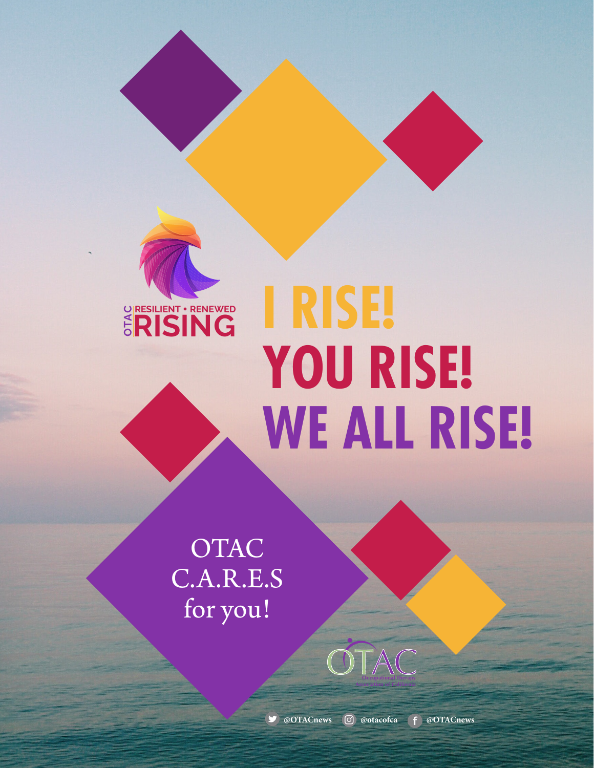OTAC RESILIENT • RENEWED RISING

# I RISE!

# YOU RISE!

# WE ALL RISE!

OTAC
C.A.R.E.S
for you!

OTAC
Occupational Therapy
Association of California

@OTACnews @otacofca @OTACnews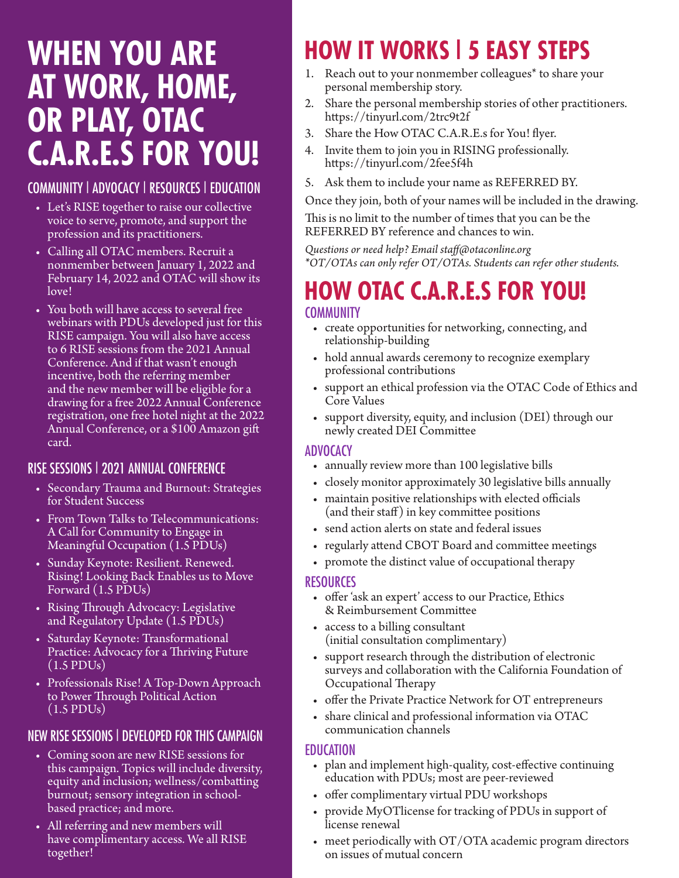# WHEN YOU ARE AT WORK, HOME, OR PLAY, OTAC C.A.R.E.S FOR YOU!

## COMMUNITY | ADVOCACY | RESOURCES | EDUCATION

- Let's RISE together to raise our collective voice to serve, promote, and support the profession and its practitioners.
- Calling all OTAC members. Recruit a nonmember between January 1, 2022 and February 14, 2022 and OTAC will show its love!
- You both will have access to several free webinars with PDUs developed just for this RISE campaign. You will also have access to 6 RISE sessions from the 2021 Annual Conference. And if that wasn't enough incentive, both the referring member and the new member will be eligible for a drawing for a free 2022 Annual Conference registration, one free hotel night at the 2022 Annual Conference, or a $100 Amazon gift card.

## RISE SESSIONS | 2021 ANNUAL CONFERENCE

- Secondary Trauma and Burnout: Strategies for Student Success
- From Town Talks to Telecommunications: A Call for Community to Engage in Meaningful Occupation (1.5 PDUs)
- Sunday Keynote: Resilient. Renewed. Rising! Looking Back Enables us to Move Forward (1.5 PDUs)
- Rising Through Advocacy: Legislative and Regulatory Update (1.5 PDUs)
- Saturday Keynote: Transformational Practice: Advocacy for a Thriving Future (1.5 PDUs)
- Professionals Rise! A Top-Down Approach to Power Through Political Action (1.5 PDUs)

## NEW RISE SESSIONS | DEVELOPED FOR THIS CAMPAIGN

- Coming soon are new RISE sessions for this campaign. Topics will include diversity, equity and inclusion; wellness/combatting burnout; sensory integration in school-based practice; and more.
- All referring and new members will have complimentary access. We all RISE together!

# HOW IT WORKS | 5 EASY STEPS

1. Reach out to your nonmember colleagues* to share your personal membership story.
2. Share the personal membership stories of other practitioners. https://tinyurl.com/2trc9t2f
3. Share the How OTAC C.A.R.E.s for You! flyer.
4. Invite them to join you in RISING professionally. https://tinyurl.com/2fee5f4h
5. Ask them to include your name as REFERRED BY.

Once they join, both of your names will be included in the drawing.

This is no limit to the number of times that you can be the REFERRED BY reference and chances to win.

*Questions or need help? Email staff@otaconline.org*
*\*OT/OTAs can only refer OT/OTAs. Students can refer other students.*

# HOW OTAC C.A.R.E.S FOR YOU!

## COMMUNITY

- create opportunities for networking, connecting, and relationship-building
- hold annual awards ceremony to recognize exemplary professional contributions
- support an ethical profession via the OTAC Code of Ethics and Core Values
- support diversity, equity, and inclusion (DEI) through our newly created DEI Committee

## ADVOCACY

- annually review more than 100 legislative bills
- closely monitor approximately 30 legislative bills annually
- maintain positive relationships with elected officials (and their staff) in key committee positions
- send action alerts on state and federal issues
- regularly attend CBOT Board and committee meetings
- promote the distinct value of occupational therapy

## RESOURCES

- offer 'ask an expert' access to our Practice, Ethics & Reimbursement Committee
- access to a billing consultant (initial consultation complimentary)
- support research through the distribution of electronic surveys and collaboration with the California Foundation of Occupational Therapy
- offer the Private Practice Network for OT entrepreneurs
- share clinical and professional information via OTAC communication channels

## EDUCATION

- plan and implement high-quality, cost-effective continuing education with PDUs; most are peer-reviewed
- offer complimentary virtual PDU workshops
- provide MyOTlicense for tracking of PDUs in support of license renewal
- meet periodically with OT/OTA academic program directors on issues of mutual concern